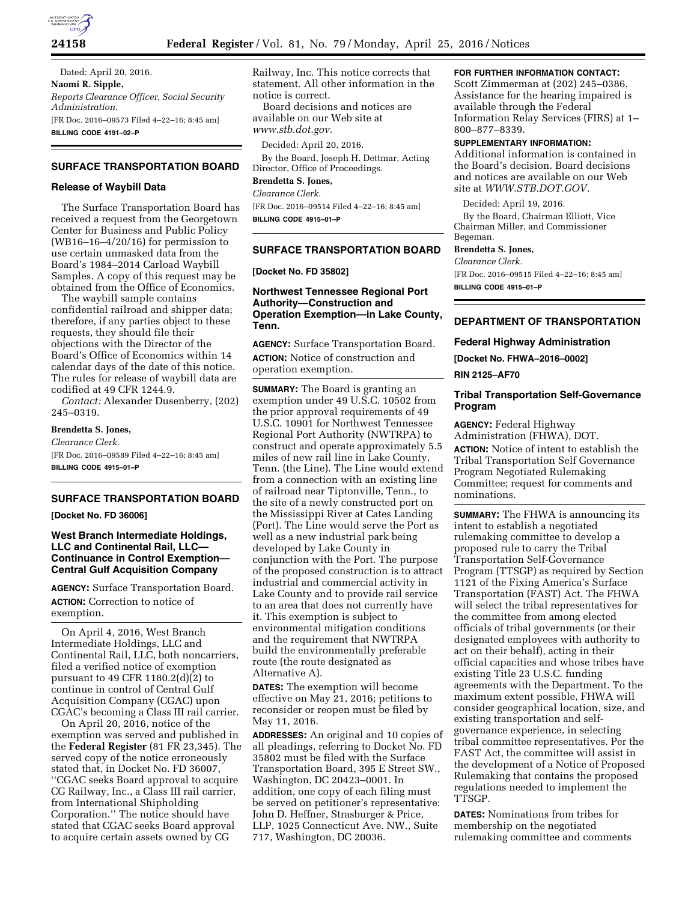Dated: April 20, 2016.

**Naomi R. Sipple,**

*Reports Clearance Officer, Social Security Administration.*

[FR Doc. 2016–09573 Filed 4–22–16; 8:45 am]

**BILLING CODE 4191–02–P**

## SURFACE TRANSPORTATION BOARD

### Release of Waybill Data

The Surface Transportation Board has received a request from the Georgetown Center for Business and Public Policy (WB16–16–4/20/16) for permission to use certain unmasked data from the Board's 1984–2014 Carload Waybill Samples. A copy of this request may be obtained from the Office of Economics.

The waybill sample contains confidential railroad and shipper data; therefore, if any parties object to these requests, they should file their objections with the Director of the Board's Office of Economics within 14 calendar days of the date of this notice. The rules for release of waybill data are codified at 49 CFR 1244.9.

*Contact:* Alexander Dusenberry, (202) 245–0319.

**Brendetta S. Jones,**

*Clearance Clerk.*

[FR Doc. 2016–09589 Filed 4–22–16; 8:45 am]

**BILLING CODE 4915–01–P**

## SURFACE TRANSPORTATION BOARD

**[Docket No. FD 36006]**

### West Branch Intermediate Holdings, LLC and Continental Rail, LLC—Continuance in Control Exemption—Central Gulf Acquisition Company

**AGENCY:** Surface Transportation Board.

**ACTION:** Correction to notice of exemption.

On April 4, 2016, West Branch Intermediate Holdings, LLC and Continental Rail, LLC, both noncarriers, filed a verified notice of exemption pursuant to 49 CFR 1180.2(d)(2) to continue in control of Central Gulf Acquisition Company (CGAC) upon CGAC's becoming a Class III rail carrier.

On April 20, 2016, notice of the exemption was served and published in the **Federal Register** (81 FR 23,345). The served copy of the notice erroneously stated that, in Docket No. FD 36007, ''CGAC seeks Board approval to acquire CG Railway, Inc., a Class III rail carrier, from International Shipholding Corporation.'' The notice should have stated that CGAC seeks Board approval to acquire certain assets owned by CG Railway, Inc. This notice corrects that statement. All other information in the notice is correct.

Board decisions and notices are available on our Web site at *www.stb.dot.gov.*

Decided: April 20, 2016.

By the Board, Joseph H. Dettmar, Acting Director, Office of Proceedings.

**Brendetta S. Jones,**

*Clearance Clerk.*

[FR Doc. 2016–09514 Filed 4–22–16; 8:45 am]

**BILLING CODE 4915–01–P**

## SURFACE TRANSPORTATION BOARD

**[Docket No. FD 35802]**

### Northwest Tennessee Regional Port Authority—Construction and Operation Exemption—in Lake County, Tenn.

**AGENCY:** Surface Transportation Board.

**ACTION:** Notice of construction and operation exemption.

**SUMMARY:** The Board is granting an exemption under 49 U.S.C. 10502 from the prior approval requirements of 49 U.S.C. 10901 for Northwest Tennessee Regional Port Authority (NWTRPA) to construct and operate approximately 5.5 miles of new rail line in Lake County, Tenn. (the Line). The Line would extend from a connection with an existing line of railroad near Tiptonville, Tenn., to the site of a newly constructed port on the Mississippi River at Cates Landing (Port). The Line would serve the Port as well as a new industrial park being developed by Lake County in conjunction with the Port. The purpose of the proposed construction is to attract industrial and commercial activity in Lake County and to provide rail service to an area that does not currently have it. This exemption is subject to environmental mitigation conditions and the requirement that NWTRPA build the environmentally preferable route (the route designated as Alternative A).

**DATES:** The exemption will become effective on May 21, 2016; petitions to reconsider or reopen must be filed by May 11, 2016.

**ADDRESSES:** An original and 10 copies of all pleadings, referring to Docket No. FD 35802 must be filed with the Surface Transportation Board, 395 E Street SW., Washington, DC 20423–0001. In addition, one copy of each filing must be served on petitioner's representative: John D. Heffner, Strasburger & Price, LLP, 1025 Connecticut Ave. NW., Suite 717, Washington, DC 20036.

**FOR FURTHER INFORMATION CONTACT:** Scott Zimmerman at (202) 245–0386. Assistance for the hearing impaired is available through the Federal Information Relay Services (FIRS) at 1–800–877–8339.

**SUPPLEMENTARY INFORMATION:** Additional information is contained in the Board's decision. Board decisions and notices are available on our Web site at *WWW.STB.DOT.GOV.*

Decided: April 19, 2016.

By the Board, Chairman Elliott, Vice Chairman Miller, and Commissioner Begeman.

**Brendetta S. Jones,**

*Clearance Clerk.*

[FR Doc. 2016–09515 Filed 4–22–16; 8:45 am]

**BILLING CODE 4915–01–P**

## DEPARTMENT OF TRANSPORTATION

### Federal Highway Administration

**[Docket No. FHWA–2016–0002]**

**RIN 2125–AF70**

### Tribal Transportation Self-Governance Program

**AGENCY:** Federal Highway Administration (FHWA), DOT.

**ACTION:** Notice of intent to establish the Tribal Transportation Self Governance Program Negotiated Rulemaking Committee; request for comments and nominations.

**SUMMARY:** The FHWA is announcing its intent to establish a negotiated rulemaking committee to develop a proposed rule to carry the Tribal Transportation Self-Governance Program (TTSGP) as required by Section 1121 of the Fixing America's Surface Transportation (FAST) Act. The FHWA will select the tribal representatives for the committee from among elected officials of tribal governments (or their designated employees with authority to act on their behalf), acting in their official capacities and whose tribes have existing Title 23 U.S.C. funding agreements with the Department. To the maximum extent possible, FHWA will consider geographical location, size, and existing transportation and self-governance experience, in selecting tribal committee representatives. Per the FAST Act, the committee will assist in the development of a Notice of Proposed Rulemaking that contains the proposed regulations needed to implement the TTSGP.

**DATES:** Nominations from tribes for membership on the negotiated rulemaking committee and comments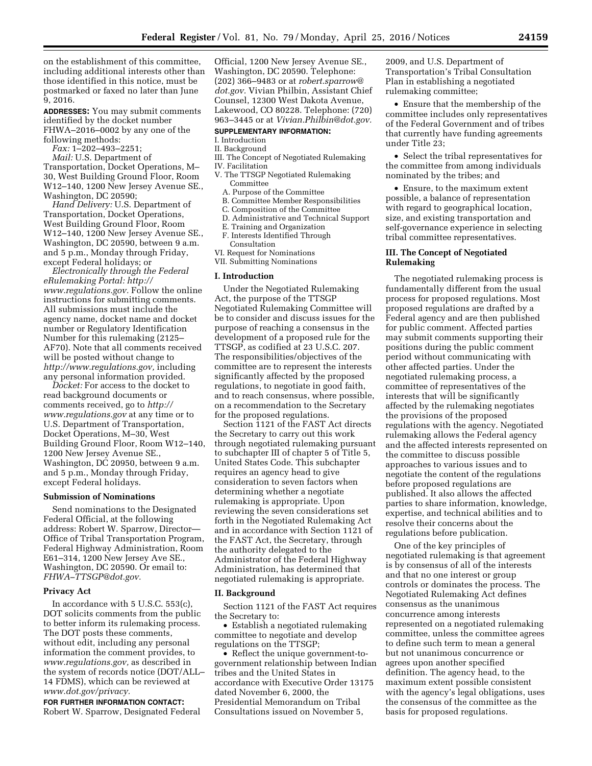on the establishment of this committee, including additional interests other than those identified in this notice, must be postmarked or faxed no later than June 9, 2016.

**ADDRESSES:** You may submit comments identified by the docket number FHWA–2016–0002 by any one of the following methods:

*Fax:* 1–202–493–2251;

*Mail:* U.S. Department of Transportation, Docket Operations, M–30, West Building Ground Floor, Room W12–140, 1200 New Jersey Avenue SE., Washington, DC 20590;

*Hand Delivery:* U.S. Department of Transportation, Docket Operations, West Building Ground Floor, Room W12–140, 1200 New Jersey Avenue SE., Washington, DC 20590, between 9 a.m. and 5 p.m., Monday through Friday, except Federal holidays; or

*Electronically through the Federal eRulemaking Portal: http://www.regulations.gov.* Follow the online instructions for submitting comments. All submissions must include the agency name, docket name and docket number or Regulatory Identification Number for this rulemaking (2125–AF70). Note that all comments received will be posted without change to *http://www.regulations.gov,* including any personal information provided.

*Docket:* For access to the docket to read background documents or comments received, go to *http://www.regulations.gov* at any time or to U.S. Department of Transportation, Docket Operations, M–30, West Building Ground Floor, Room W12–140, 1200 New Jersey Avenue SE., Washington, DC 20950, between 9 a.m. and 5 p.m., Monday through Friday, except Federal holidays.

### Submission of Nominations

Send nominations to the Designated Federal Official, at the following address: Robert W. Sparrow, Director—Office of Tribal Transportation Program, Federal Highway Administration, Room E61–314, 1200 New Jersey Ave SE., Washington, DC 20590. Or email to: *FHWA–TTSGP@dot.gov.*

### Privacy Act

In accordance with 5 U.S.C. 553(c), DOT solicits comments from the public to better inform its rulemaking process. The DOT posts these comments, without edit, including any personal information the comment provides, to *www.regulations.gov,* as described in the system of records notice (DOT/ALL–14 FDMS), which can be reviewed at *www.dot.gov/privacy.*

**FOR FURTHER INFORMATION CONTACT:** Robert W. Sparrow, Designated Federal Official, 1200 New Jersey Avenue SE., Washington, DC 20590. Telephone: (202) 366–9483 or at *robert.sparrow@dot.gov.* Vivian Philbin, Assistant Chief Counsel, 12300 West Dakota Avenue, Lakewood, CO 80228. Telephone: (720) 963–3445 or at *Vivian.Philbin@dot.gov.*

**SUPPLEMENTARY INFORMATION:**

I. Introduction
II. Background
III. The Concept of Negotiated Rulemaking
IV. Facilitation
V. The TTSGP Negotiated Rulemaking Committee
  A. Purpose of the Committee
  B. Committee Member Responsibilities
  C. Composition of the Committee
  D. Administrative and Technical Support
  E. Training and Organization
  F. Interests Identified Through Consultation
VI. Request for Nominations
VII. Submitting Nominations

### I. Introduction

Under the Negotiated Rulemaking Act, the purpose of the TTSGP Negotiated Rulemaking Committee will be to consider and discuss issues for the purpose of reaching a consensus in the development of a proposed rule for the TTSGP, as codified at 23 U.S.C. 207. The responsibilities/objectives of the committee are to represent the interests significantly affected by the proposed regulations, to negotiate in good faith, and to reach consensus, where possible, on a recommendation to the Secretary for the proposed regulations.

Section 1121 of the FAST Act directs the Secretary to carry out this work through negotiated rulemaking pursuant to subchapter III of chapter 5 of Title 5, United States Code. This subchapter requires an agency head to give consideration to seven factors when determining whether a negotiate rulemaking is appropriate. Upon reviewing the seven considerations set forth in the Negotiated Rulemaking Act and in accordance with Section 1121 of the FAST Act, the Secretary, through the authority delegated to the Administrator of the Federal Highway Administration, has determined that negotiated rulemaking is appropriate.

### II. Background

Section 1121 of the FAST Act requires the Secretary to:

- Establish a negotiated rulemaking committee to negotiate and develop regulations on the TTSGP;
- Reflect the unique government-to-government relationship between Indian tribes and the United States in accordance with Executive Order 13175 dated November 6, 2000, the Presidential Memorandum on Tribal Consultations issued on November 5, 2009, and U.S. Department of Transportation's Tribal Consultation Plan in establishing a negotiated rulemaking committee;
- Ensure that the membership of the committee includes only representatives of the Federal Government and of tribes that currently have funding agreements under Title 23;
- Select the tribal representatives for the committee from among individuals nominated by the tribes; and
- Ensure, to the maximum extent possible, a balance of representation with regard to geographical location, size, and existing transportation and self-governance experience in selecting tribal committee representatives.

### III. The Concept of Negotiated Rulemaking

The negotiated rulemaking process is fundamentally different from the usual process for proposed regulations. Most proposed regulations are drafted by a Federal agency and are then published for public comment. Affected parties may submit comments supporting their positions during the public comment period without communicating with other affected parties. Under the negotiated rulemaking process, a committee of representatives of the interests that will be significantly affected by the rulemaking negotiates the provisions of the proposed regulations with the agency. Negotiated rulemaking allows the Federal agency and the affected interests represented on the committee to discuss possible approaches to various issues and to negotiate the content of the regulations before proposed regulations are published. It also allows the affected parties to share information, knowledge, expertise, and technical abilities and to resolve their concerns about the regulations before publication.

One of the key principles of negotiated rulemaking is that agreement is by consensus of all of the interests and that no one interest or group controls or dominates the process. The Negotiated Rulemaking Act defines consensus as the unanimous concurrence among interests represented on a negotiated rulemaking committee, unless the committee agrees to define such term to mean a general but not unanimous concurrence or agrees upon another specified definition. The agency head, to the maximum extent possible consistent with the agency's legal obligations, uses the consensus of the committee as the basis for proposed regulations.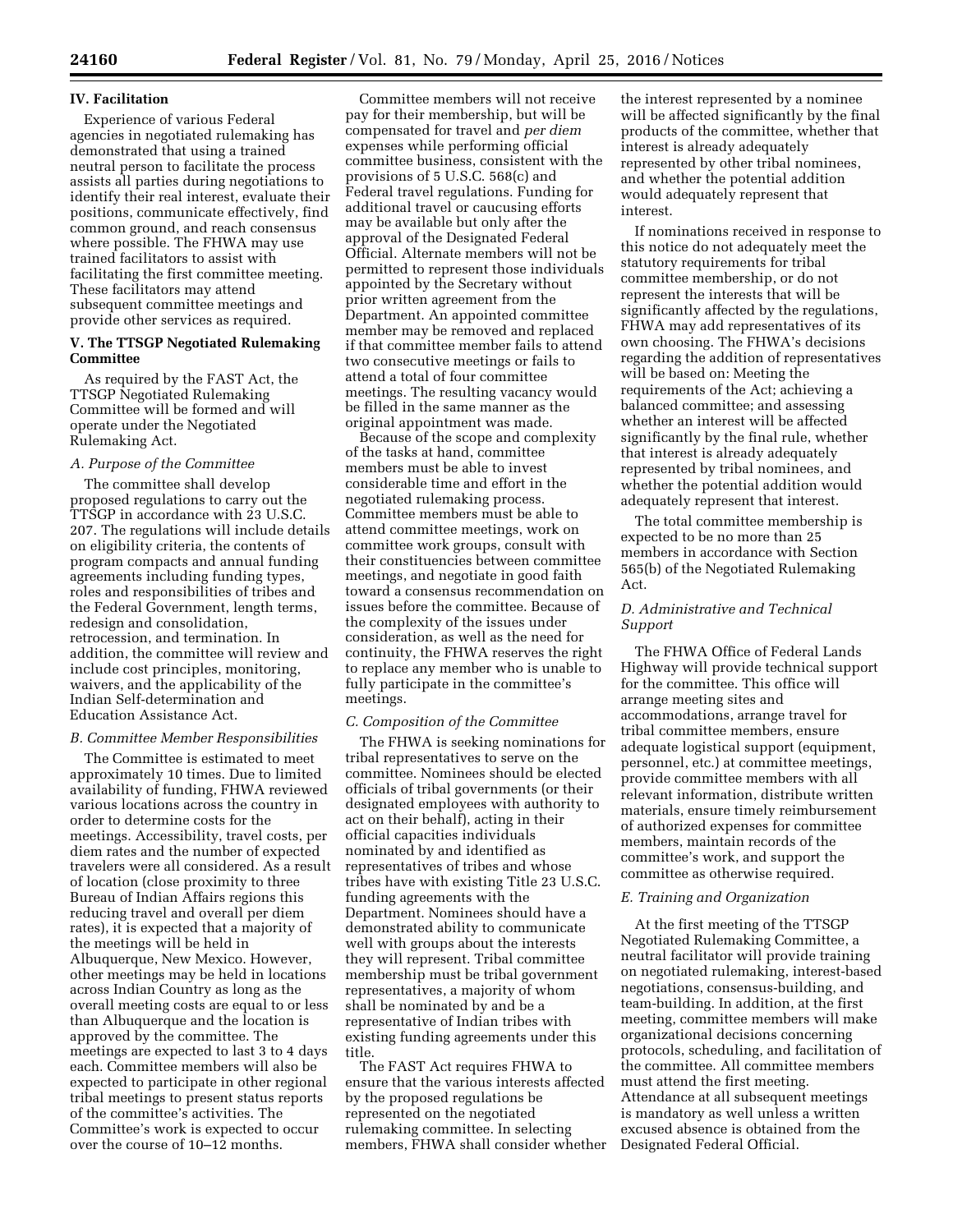## IV. Facilitation

Experience of various Federal agencies in negotiated rulemaking has demonstrated that using a trained neutral person to facilitate the process assists all parties during negotiations to identify their real interest, evaluate their positions, communicate effectively, find common ground, and reach consensus where possible. The FHWA may use trained facilitators to assist with facilitating the first committee meeting. These facilitators may attend subsequent committee meetings and provide other services as required.

## V. The TTSGP Negotiated Rulemaking Committee

As required by the FAST Act, the TTSGP Negotiated Rulemaking Committee will be formed and will operate under the Negotiated Rulemaking Act.

### *A. Purpose of the Committee*

The committee shall develop proposed regulations to carry out the TTSGP in accordance with 23 U.S.C. 207. The regulations will include details on eligibility criteria, the contents of program compacts and annual funding agreements including funding types, roles and responsibilities of tribes and the Federal Government, length terms, redesign and consolidation, retrocession, and termination. In addition, the committee will review and include cost principles, monitoring, waivers, and the applicability of the Indian Self-determination and Education Assistance Act.

### *B. Committee Member Responsibilities*

The Committee is estimated to meet approximately 10 times. Due to limited availability of funding, FHWA reviewed various locations across the country in order to determine costs for the meetings. Accessibility, travel costs, per diem rates and the number of expected travelers were all considered. As a result of location (close proximity to three Bureau of Indian Affairs regions this reducing travel and overall per diem rates), it is expected that a majority of the meetings will be held in Albuquerque, New Mexico. However, other meetings may be held in locations across Indian Country as long as the overall meeting costs are equal to or less than Albuquerque and the location is approved by the committee. The meetings are expected to last 3 to 4 days each. Committee members will also be expected to participate in other regional tribal meetings to present status reports of the committee's activities. The Committee's work is expected to occur over the course of 10–12 months.

Committee members will not receive pay for their membership, but will be compensated for travel and *per diem* expenses while performing official committee business, consistent with the provisions of 5 U.S.C. 568(c) and Federal travel regulations. Funding for additional travel or caucusing efforts may be available but only after the approval of the Designated Federal Official. Alternate members will not be permitted to represent those individuals appointed by the Secretary without prior written agreement from the Department. An appointed committee member may be removed and replaced if that committee member fails to attend two consecutive meetings or fails to attend a total of four committee meetings. The resulting vacancy would be filled in the same manner as the original appointment was made.

Because of the scope and complexity of the tasks at hand, committee members must be able to invest considerable time and effort in the negotiated rulemaking process. Committee members must be able to attend committee meetings, work on committee work groups, consult with their constituencies between committee meetings, and negotiate in good faith toward a consensus recommendation on issues before the committee. Because of the complexity of the issues under consideration, as well as the need for continuity, the FHWA reserves the right to replace any member who is unable to fully participate in the committee's meetings.

### *C. Composition of the Committee*

The FHWA is seeking nominations for tribal representatives to serve on the committee. Nominees should be elected officials of tribal governments (or their designated employees with authority to act on their behalf), acting in their official capacities individuals nominated by and identified as representatives of tribes and whose tribes have with existing Title 23 U.S.C. funding agreements with the Department. Nominees should have a demonstrated ability to communicate well with groups about the interests they will represent. Tribal committee membership must be tribal government representatives, a majority of whom shall be nominated by and be a representative of Indian tribes with existing funding agreements under this title.

The FAST Act requires FHWA to ensure that the various interests affected by the proposed regulations be represented on the negotiated rulemaking committee. In selecting members, FHWA shall consider whether the interest represented by a nominee will be affected significantly by the final products of the committee, whether that interest is already adequately represented by other tribal nominees, and whether the potential addition would adequately represent that interest.

If nominations received in response to this notice do not adequately meet the statutory requirements for tribal committee membership, or do not represent the interests that will be significantly affected by the regulations, FHWA may add representatives of its own choosing. The FHWA's decisions regarding the addition of representatives will be based on: Meeting the requirements of the Act; achieving a balanced committee; and assessing whether an interest will be affected significantly by the final rule, whether that interest is already adequately represented by tribal nominees, and whether the potential addition would adequately represent that interest.

The total committee membership is expected to be no more than 25 members in accordance with Section 565(b) of the Negotiated Rulemaking Act.

### *D. Administrative and Technical Support*

The FHWA Office of Federal Lands Highway will provide technical support for the committee. This office will arrange meeting sites and accommodations, arrange travel for tribal committee members, ensure adequate logistical support (equipment, personnel, etc.) at committee meetings, provide committee members with all relevant information, distribute written materials, ensure timely reimbursement of authorized expenses for committee members, maintain records of the committee's work, and support the committee as otherwise required.

### *E. Training and Organization*

At the first meeting of the TTSGP Negotiated Rulemaking Committee, a neutral facilitator will provide training on negotiated rulemaking, interest-based negotiations, consensus-building, and team-building. In addition, at the first meeting, committee members will make organizational decisions concerning protocols, scheduling, and facilitation of the committee. All committee members must attend the first meeting. Attendance at all subsequent meetings is mandatory as well unless a written excused absence is obtained from the Designated Federal Official.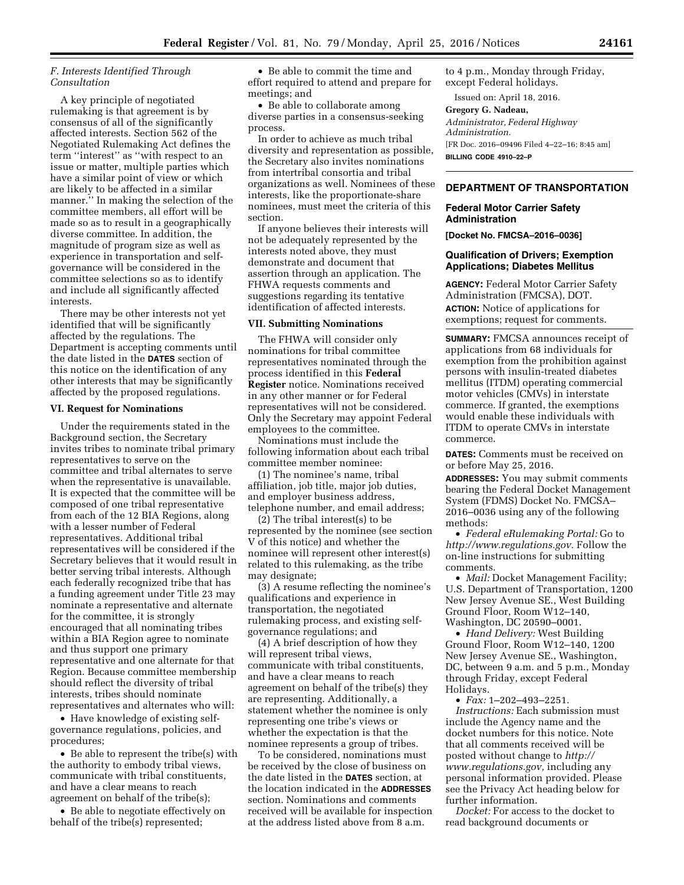### F. Interests Identified Through Consultation

A key principle of negotiated rulemaking is that agreement is by consensus of all of the significantly affected interests. Section 562 of the Negotiated Rulemaking Act defines the term ''interest'' as ''with respect to an issue or matter, multiple parties which have a similar point of view or which are likely to be affected in a similar manner.'' In making the selection of the committee members, all effort will be made so as to result in a geographically diverse committee. In addition, the magnitude of program size as well as experience in transportation and self-governance will be considered in the committee selections so as to identify and include all significantly affected interests.

There may be other interests not yet identified that will be significantly affected by the regulations. The Department is accepting comments until the date listed in the **DATES** section of this notice on the identification of any other interests that may be significantly affected by the proposed regulations.

## VI. Request for Nominations

Under the requirements stated in the Background section, the Secretary invites tribes to nominate tribal primary representatives to serve on the committee and tribal alternates to serve when the representative is unavailable. It is expected that the committee will be composed of one tribal representative from each of the 12 BIA Regions, along with a lesser number of Federal representatives. Additional tribal representatives will be considered if the Secretary believes that it would result in better serving tribal interests. Although each federally recognized tribe that has a funding agreement under Title 23 may nominate a representative and alternate for the committee, it is strongly encouraged that all nominating tribes within a BIA Region agree to nominate and thus support one primary representative and one alternate for that Region. Because committee membership should reflect the diversity of tribal interests, tribes should nominate representatives and alternates who will:

- Have knowledge of existing self-governance regulations, policies, and procedures;
- Be able to represent the tribe(s) with the authority to embody tribal views, communicate with tribal constituents, and have a clear means to reach agreement on behalf of the tribe(s);
- Be able to negotiate effectively on behalf of the tribe(s) represented;
- Be able to commit the time and effort required to attend and prepare for meetings; and
- Be able to collaborate among diverse parties in a consensus-seeking process.

In order to achieve as much tribal diversity and representation as possible, the Secretary also invites nominations from intertribal consortia and tribal organizations as well. Nominees of these interests, like the proportionate-share nominees, must meet the criteria of this section.

If anyone believes their interests will not be adequately represented by the interests noted above, they must demonstrate and document that assertion through an application. The FHWA requests comments and suggestions regarding its tentative identification of affected interests.

## VII. Submitting Nominations

The FHWA will consider only nominations for tribal committee representatives nominated through the process identified in this **Federal Register** notice. Nominations received in any other manner or for Federal representatives will not be considered. Only the Secretary may appoint Federal employees to the committee.

Nominations must include the following information about each tribal committee member nominee:

(1) The nominee's name, tribal affiliation, job title, major job duties, and employer business address, telephone number, and email address;

(2) The tribal interest(s) to be represented by the nominee (see section V of this notice) and whether the nominee will represent other interest(s) related to this rulemaking, as the tribe may designate;

(3) A resume reflecting the nominee's qualifications and experience in transportation, the negotiated rulemaking process, and existing self-governance regulations; and

(4) A brief description of how they will represent tribal views, communicate with tribal constituents, and have a clear means to reach agreement on behalf of the tribe(s) they are representing. Additionally, a statement whether the nominee is only representing one tribe's views or whether the expectation is that the nominee represents a group of tribes.

To be considered, nominations must be received by the close of business on the date listed in the **DATES** section, at the location indicated in the **ADDRESSES** section. Nominations and comments received will be available for inspection at the address listed above from 8 a.m. to 4 p.m., Monday through Friday, except Federal holidays.

Issued on: April 18, 2016.

**Gregory G. Nadeau,**

*Administrator, Federal Highway Administration.*

[FR Doc. 2016–09496 Filed 4–22–16; 8:45 am]

**BILLING CODE 4910–22–P**

---

# DEPARTMENT OF TRANSPORTATION

## Federal Motor Carrier Safety Administration

**[Docket No. FMCSA–2016–0036]**

## Qualification of Drivers; Exemption Applications; Diabetes Mellitus

**AGENCY:** Federal Motor Carrier Safety Administration (FMCSA), DOT.

**ACTION:** Notice of applications for exemptions; request for comments.

**SUMMARY:** FMCSA announces receipt of applications from 68 individuals for exemption from the prohibition against persons with insulin-treated diabetes mellitus (ITDM) operating commercial motor vehicles (CMVs) in interstate commerce. If granted, the exemptions would enable these individuals with ITDM to operate CMVs in interstate commerce.

**DATES:** Comments must be received on or before May 25, 2016.

**ADDRESSES:** You may submit comments bearing the Federal Docket Management System (FDMS) Docket No. FMCSA–2016–0036 using any of the following methods:

- *Federal eRulemaking Portal:* Go to *http://www.regulations.gov.* Follow the on-line instructions for submitting comments.
- *Mail:* Docket Management Facility; U.S. Department of Transportation, 1200 New Jersey Avenue SE., West Building Ground Floor, Room W12–140, Washington, DC 20590–0001.
- *Hand Delivery:* West Building Ground Floor, Room W12–140, 1200 New Jersey Avenue SE., Washington, DC, between 9 a.m. and 5 p.m., Monday through Friday, except Federal Holidays.
- *Fax:* 1–202–493–2251.

*Instructions:* Each submission must include the Agency name and the docket numbers for this notice. Note that all comments received will be posted without change to *http://www.regulations.gov,* including any personal information provided. Please see the Privacy Act heading below for further information.

*Docket:* For access to the docket to read background documents or